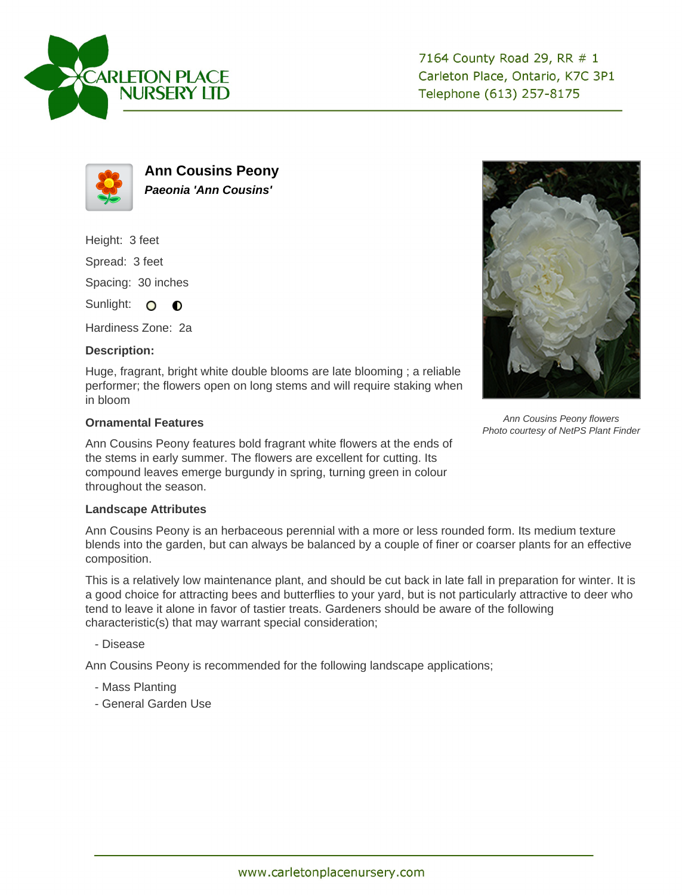CARLETON PLACE NURSERY LTD

7164 County Road 29, RR # 1
Carleton Place, Ontario, K7C 3P1
Telephone (613) 257-8175

# Ann Cousins Peony

***Paeonia 'Ann Cousins'***

Height: 3 feet

Spread: 3 feet

Spacing: 30 inches

Sunlight: ○ ◐

Hardiness Zone: 2a

**Description:**

Huge, fragrant, bright white double blooms are late blooming ; a reliable performer; the flowers open on long stems and will require staking when in bloom

*Ann Cousins Peony flowers*
*Photo courtesy of NetPS Plant Finder*

**Ornamental Features**

Ann Cousins Peony features bold fragrant white flowers at the ends of the stems in early summer. The flowers are excellent for cutting. Its compound leaves emerge burgundy in spring, turning green in colour throughout the season.

**Landscape Attributes**

Ann Cousins Peony is an herbaceous perennial with a more or less rounded form. Its medium texture blends into the garden, but can always be balanced by a couple of finer or coarser plants for an effective composition.

This is a relatively low maintenance plant, and should be cut back in late fall in preparation for winter. It is a good choice for attracting bees and butterflies to your yard, but is not particularly attractive to deer who tend to leave it alone in favor of tastier treats. Gardeners should be aware of the following characteristic(s) that may warrant special consideration;

- Disease

Ann Cousins Peony is recommended for the following landscape applications;

- Mass Planting
- General Garden Use

www.carletonplacenursery.com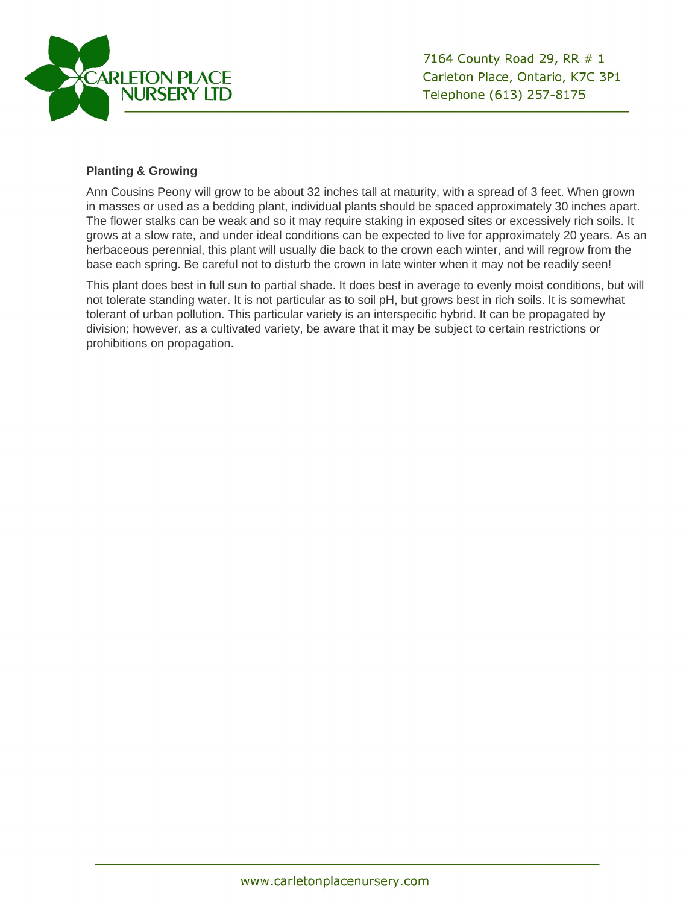### Planting & Growing

Ann Cousins Peony will grow to be about 32 inches tall at maturity, with a spread of 3 feet. When grown in masses or used as a bedding plant, individual plants should be spaced approximately 30 inches apart. The flower stalks can be weak and so it may require staking in exposed sites or excessively rich soils. It grows at a slow rate, and under ideal conditions can be expected to live for approximately 20 years. As an herbaceous perennial, this plant will usually die back to the crown each winter, and will regrow from the base each spring. Be careful not to disturb the crown in late winter when it may not be readily seen!

This plant does best in full sun to partial shade. It does best in average to evenly moist conditions, but will not tolerate standing water. It is not particular as to soil pH, but grows best in rich soils. It is somewhat tolerant of urban pollution. This particular variety is an interspecific hybrid. It can be propagated by division; however, as a cultivated variety, be aware that it may be subject to certain restrictions or prohibitions on propagation.